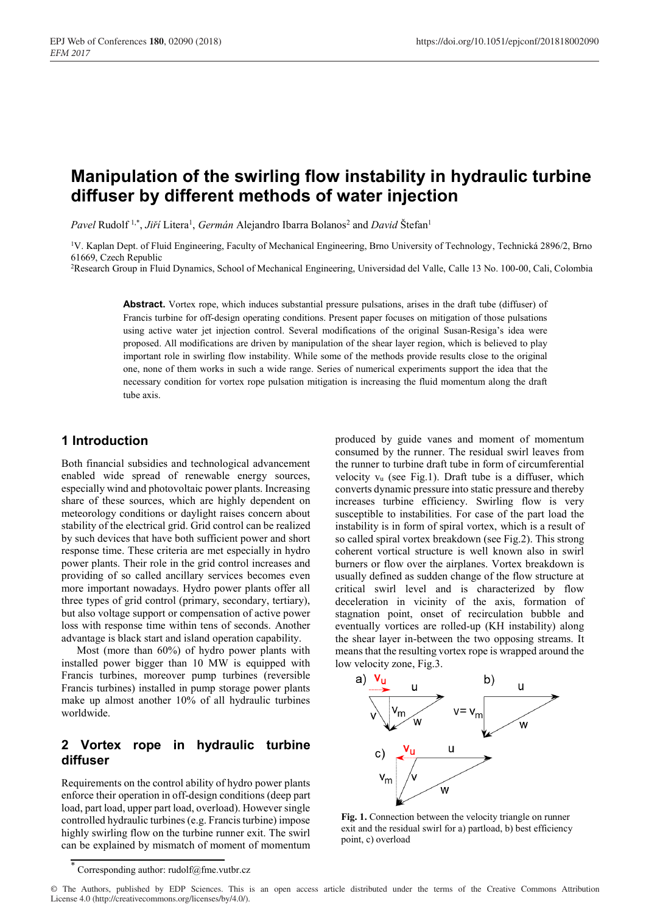# Manipulation of the swirling flow instability in hydraulic turbine diffuser by different methods of water injection

*Pavel* Rudolf [1,*], *Jiří* Litera[1], *Germán* Alejandro Ibarra Bolanos[2] and *David* Štefan[1]

[1]V. Kaplan Dept. of Fluid Engineering, Faculty of Mechanical Engineering, Brno University of Technology, Technická 2896/2, Brno 61669, Czech Republic

[2]Research Group in Fluid Dynamics, School of Mechanical Engineering, Universidad del Valle, Calle 13 No. 100-00, Cali, Colombia

**Abstract.** Vortex rope, which induces substantial pressure pulsations, arises in the draft tube (diffuser) of Francis turbine for off-design operating conditions. Present paper focuses on mitigation of those pulsations using active water jet injection control. Several modifications of the original Susan-Resiga's idea were proposed. All modifications are driven by manipulation of the shear layer region, which is believed to play important role in swirling flow instability. While some of the methods provide results close to the original one, none of them works in such a wide range. Series of numerical experiments support the idea that the necessary condition for vortex rope pulsation mitigation is increasing the fluid momentum along the draft tube axis.

## 1 Introduction

Both financial subsidies and technological advancement enabled wide spread of renewable energy sources, especially wind and photovoltaic power plants. Increasing share of these sources, which are highly dependent on meteorology conditions or daylight raises concern about stability of the electrical grid. Grid control can be realized by such devices that have both sufficient power and short response time. These criteria are met especially in hydro power plants. Their role in the grid control increases and providing of so called ancillary services becomes even more important nowadays. Hydro power plants offer all three types of grid control (primary, secondary, tertiary), but also voltage support or compensation of active power loss with response time within tens of seconds. Another advantage is black start and island operation capability.

Most (more than 60%) of hydro power plants with installed power bigger than 10 MW is equipped with Francis turbines, moreover pump turbines (reversible Francis turbines) installed in pump storage power plants make up almost another 10% of all hydraulic turbines worldwide.

## 2 Vortex rope in hydraulic turbine diffuser

Requirements on the control ability of hydro power plants enforce their operation in off-design conditions (deep part load, part load, upper part load, overload). However single controlled hydraulic turbines (e.g. Francis turbine) impose highly swirling flow on the turbine runner exit. The swirl can be explained by mismatch of moment of momentum produced by guide vanes and moment of momentum consumed by the runner. The residual swirl leaves from the runner to turbine draft tube in form of circumferential velocity $v_u$ (see Fig.1). Draft tube is a diffuser, which converts dynamic pressure into static pressure and thereby increases turbine efficiency. Swirling flow is very susceptible to instabilities. For case of the part load the instability is in form of spiral vortex, which is a result of so called spiral vortex breakdown (see Fig.2). This strong coherent vortical structure is well known also in swirl burners or flow over the airplanes. Vortex breakdown is usually defined as sudden change of the flow structure at critical swirl level and is characterized by flow deceleration in vicinity of the axis, formation of stagnation point, onset of recirculation bubble and eventually vortices are rolled-up (KH instability) along the shear layer in-between the two opposing streams. It means that the resulting vortex rope is wrapped around the low velocity zone, Fig.3.

Fig. 1. Connection between the velocity triangle on runner exit and the residual swirl for a) partload, b) best efficiency point, c) overload

[*] Corresponding author: rudolf@fme.vutbr.cz

© The Authors, published by EDP Sciences. This is an open access article distributed under the terms of the Creative Commons Attribution License 4.0 (http://creativecommons.org/licenses/by/4.0/).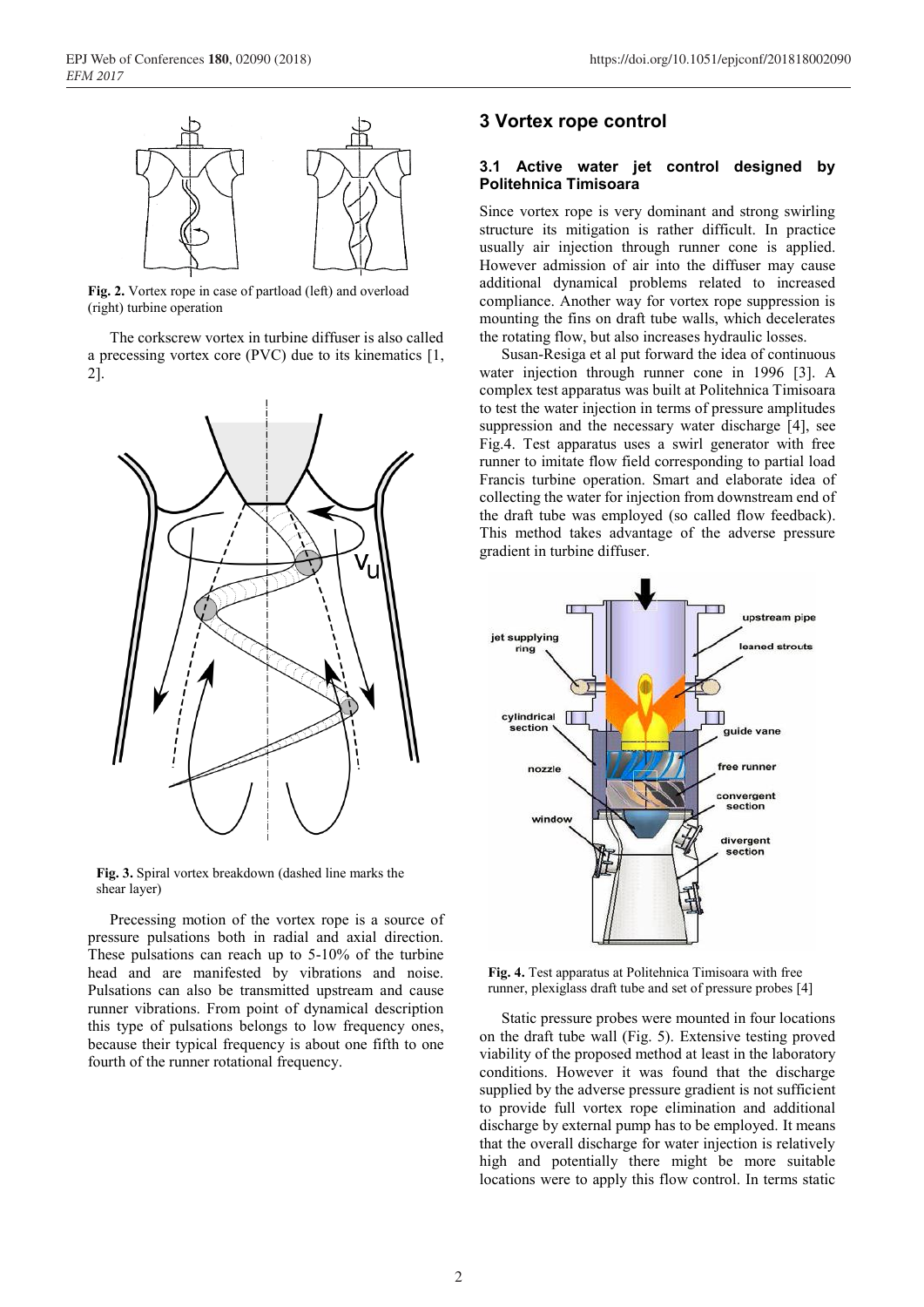Fig. 2. Vortex rope in case of partload (left) and overload (right) turbine operation

The corkscrew vortex in turbine diffuser is also called a precessing vortex core (PVC) due to its kinematics [1, 2].

Fig. 3. Spiral vortex breakdown (dashed line marks the shear layer)

Processing motion of the vortex rope is a source of pressure pulsations both in radial and axial direction. These pulsations can reach up to 5-10% of the turbine head and are manifested by vibrations and noise. Pulsations can also be transmitted upstream and cause runner vibrations. From point of dynamical description this type of pulsations belongs to low frequency ones, because their typical frequency is about one fifth to one fourth of the runner rotational frequency.

## 3 Vortex rope control

### 3.1 Active water jet control designed by Politehnica Timisoara

Since vortex rope is very dominant and strong swirling structure its mitigation is rather difficult. In practice usually air injection through runner cone is applied. However admission of air into the diffuser may cause additional dynamical problems related to increased compliance. Another way for vortex rope suppression is mounting the fins on draft tube walls, which decelerates the rotating flow, but also increases hydraulic losses.

Susan-Resiga et al put forward the idea of continuous water injection through runner cone in 1996 [3]. A complex test apparatus was built at Politehnica Timisoara to test the water injection in terms of pressure amplitudes suppression and the necessary water discharge [4], see Fig.4. Test apparatus uses a swirl generator with free runner to imitate flow field corresponding to partial load Francis turbine operation. Smart and elaborate idea of collecting the water for injection from downstream end of the draft tube was employed (so called flow feedback). This method takes advantage of the adverse pressure gradient in turbine diffuser.

Fig. 4. Test apparatus at Politehnica Timisoara with free runner, plexiglass draft tube and set of pressure probes [4]

Static pressure probes were mounted in four locations on the draft tube wall (Fig. 5). Extensive testing proved viability of the proposed method at least in the laboratory conditions. However it was found that the discharge supplied by the adverse pressure gradient is not sufficient to provide full vortex rope elimination and additional discharge by external pump has to be employed. It means that the overall discharge for water injection is relatively high and potentially there might be more suitable locations were to apply this flow control. In terms static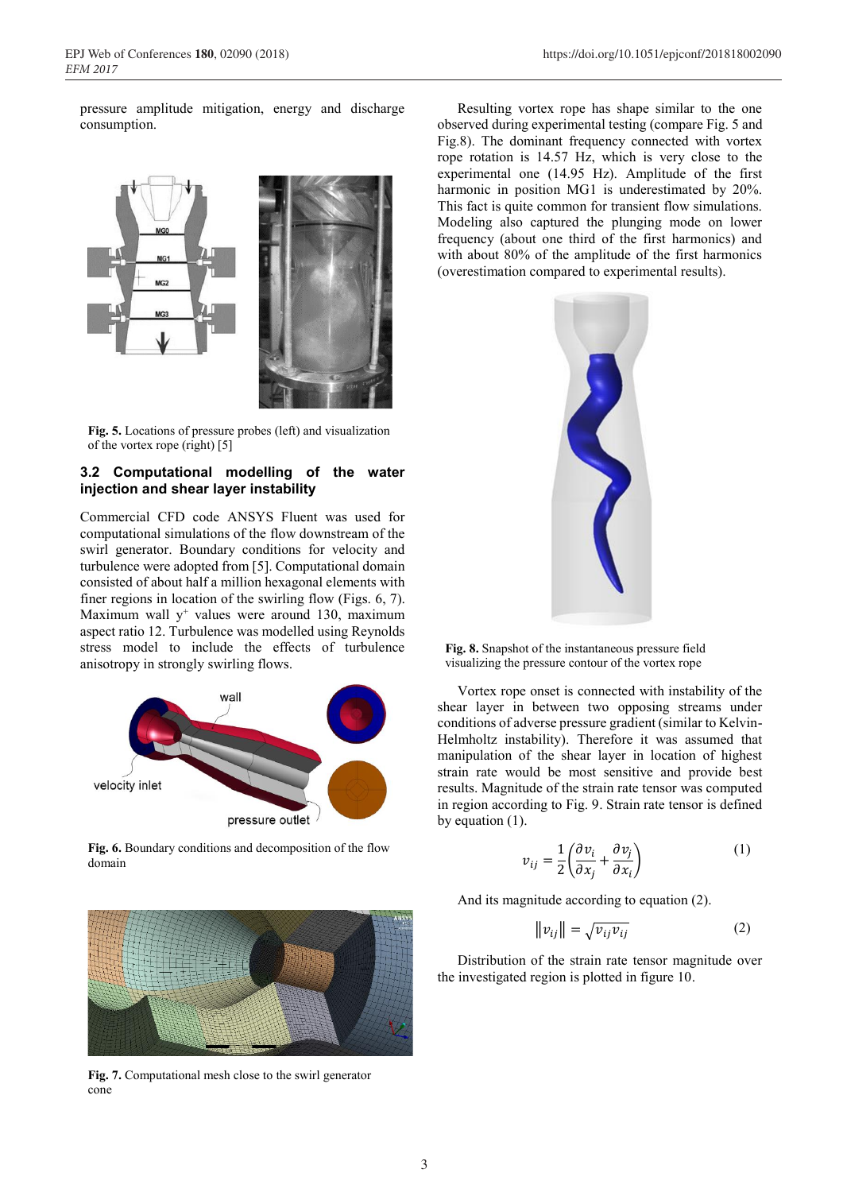pressure amplitude mitigation, energy and discharge consumption.

**Fig. 5.** Locations of pressure probes (left) and visualization of the vortex rope (right) [5]

### 3.2 Computational modelling of the water injection and shear layer instability

Commercial CFD code ANSYS Fluent was used for computational simulations of the flow downstream of the swirl generator. Boundary conditions for velocity and turbulence were adopted from [5]. Computational domain consisted of about half a million hexagonal elements with finer regions in location of the swirling flow (Figs. 6, 7). Maximum wall $y^+$ values were around 130, maximum aspect ratio 12. Turbulence was modelled using Reynolds stress model to include the effects of turbulence anisotropy in strongly swirling flows.

**Fig. 6.** Boundary conditions and decomposition of the flow domain

**Fig. 7.** Computational mesh close to the swirl generator cone

Resulting vortex rope has shape similar to the one observed during experimental testing (compare Fig. 5 and Fig.8). The dominant frequency connected with vortex rope rotation is 14.57 Hz, which is very close to the experimental one (14.95 Hz). Amplitude of the first harmonic in position MG1 is underestimated by 20%. This fact is quite common for transient flow simulations. Modeling also captured the plunging mode on lower frequency (about one third of the first harmonics) and with about 80% of the amplitude of the first harmonics (overestimation compared to experimental results).

**Fig. 8.** Snapshot of the instantaneous pressure field visualizing the pressure contour of the vortex rope

Vortex rope onset is connected with instability of the shear layer in between two opposing streams under conditions of adverse pressure gradient (similar to Kelvin-Helmholtz instability). Therefore it was assumed that manipulation of the shear layer in location of highest strain rate would be most sensitive and provide best results. Magnitude of the strain rate tensor was computed in region according to Fig. 9. Strain rate tensor is defined by equation (1).

$$v_{ij} = \frac{1}{2}\left(\frac{\partial v_i}{\partial x_j} + \frac{\partial v_j}{\partial x_i}\right) \tag{1}$$

And its magnitude according to equation (2).

$$\|v_{ij}\| = \sqrt{v_{ij}v_{ij}} \tag{2}$$

Distribution of the strain rate tensor magnitude over the investigated region is plotted in figure 10.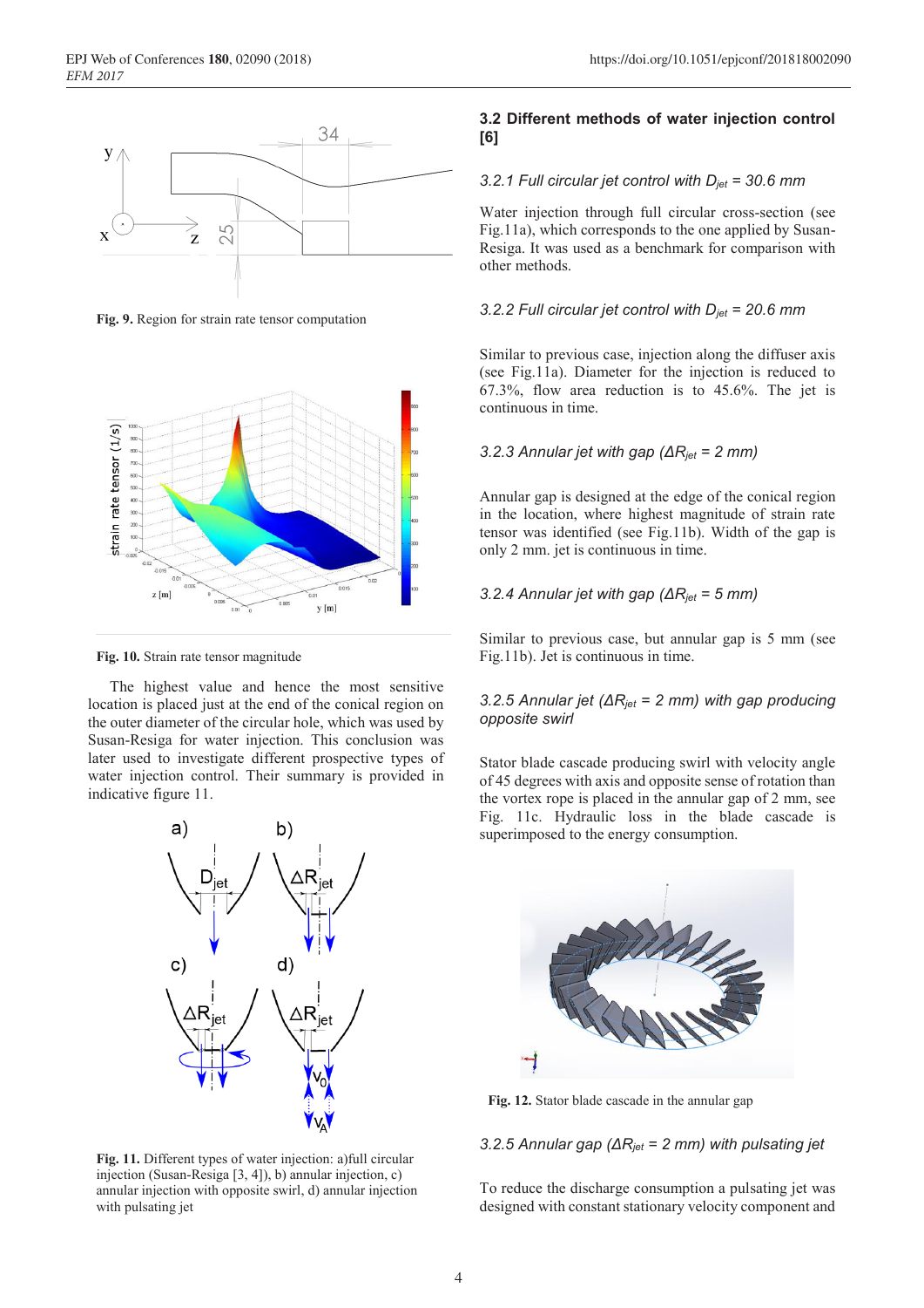Fig. 9. Region for strain rate tensor computation

Fig. 10. Strain rate tensor magnitude

The highest value and hence the most sensitive location is placed just at the end of the conical region on the outer diameter of the circular hole, which was used by Susan-Resiga for water injection. This conclusion was later used to investigate different prospective types of water injection control. Their summary is provided in indicative figure 11.

Fig. 11. Different types of water injection: a)full circular injection (Susan-Resiga [3, 4]), b) annular injection, c) annular injection with opposite swirl, d) annular injection with pulsating jet

### 3.2 Different methods of water injection control [6]

#### *3.2.1 Full circular jet control with $D_{jet}$ = 30.6 mm*

Water injection through full circular cross-section (see Fig.11a), which corresponds to the one applied by Susan-Resiga. It was used as a benchmark for comparison with other methods.

#### *3.2.2 Full circular jet control with $D_{jet}$ = 20.6 mm*

Similar to previous case, injection along the diffuser axis (see Fig.11a). Diameter for the injection is reduced to 67.3%, flow area reduction is to 45.6%. The jet is continuous in time.

#### *3.2.3 Annular jet with gap ($\Delta R_{jet}$ = 2 mm)*

Annular gap is designed at the edge of the conical region in the location, where highest magnitude of strain rate tensor was identified (see Fig.11b). Width of the gap is only 2 mm. jet is continuous in time.

#### *3.2.4 Annular jet with gap ($\Delta R_{jet}$ = 5 mm)*

Similar to previous case, but annular gap is 5 mm (see Fig.11b). Jet is continuous in time.

#### *3.2.5 Annular jet ($\Delta R_{jet}$ = 2 mm) with gap producing opposite swirl*

Stator blade cascade producing swirl with velocity angle of 45 degrees with axis and opposite sense of rotation than the vortex rope is placed in the annular gap of 2 mm, see Fig. 11c. Hydraulic loss in the blade cascade is superimposed to the energy consumption.

Fig. 12. Stator blade cascade in the annular gap

#### *3.2.5 Annular gap ($\Delta R_{jet}$ = 2 mm) with pulsating jet*

To reduce the discharge consumption a pulsating jet was designed with constant stationary velocity component and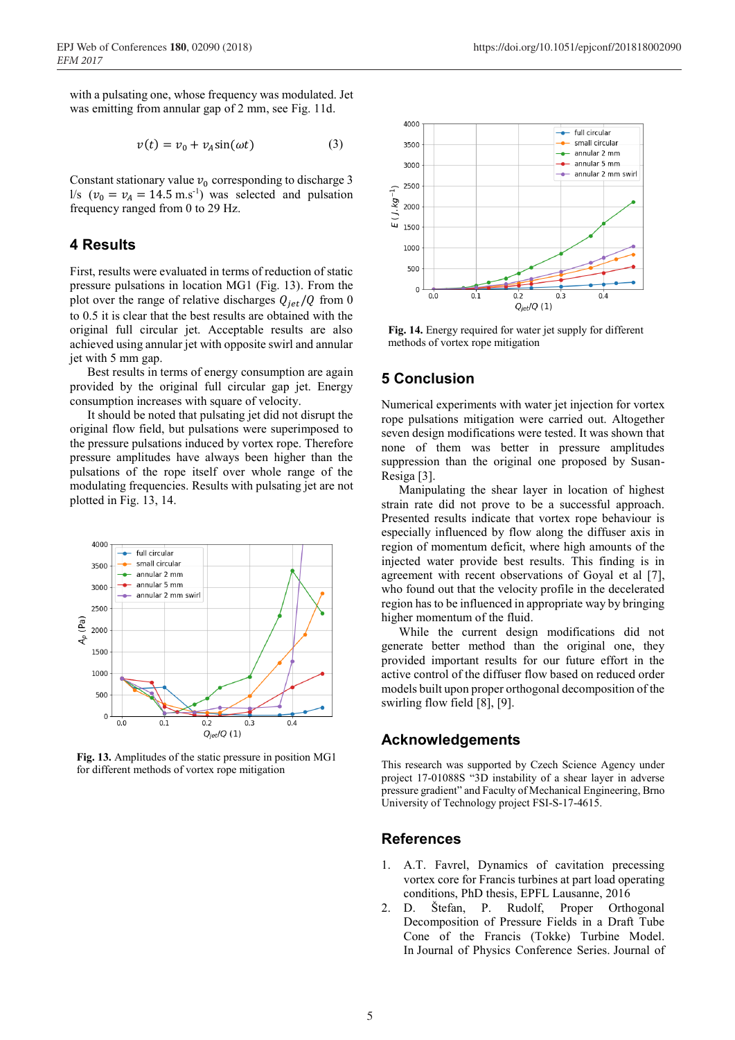with a pulsating one, whose frequency was modulated. Jet was emitting from annular gap of 2 mm, see Fig. 11d.

$$v(t) = v_0 + v_A \sin(\omega t) \tag{3}$$

Constant stationary value $v_0$ corresponding to discharge 3 l/s ($v_0 = v_A = 14.5$ m.s$^{-1}$) was selected and pulsation frequency ranged from 0 to 29 Hz.

## 4 Results

First, results were evaluated in terms of reduction of static pressure pulsations in location MG1 (Fig. 13). From the plot over the range of relative discharges $Q_{jet}/Q$ from 0 to 0.5 it is clear that the best results are obtained with the original full circular jet. Acceptable results are also achieved using annular jet with opposite swirl and annular jet with 5 mm gap.

Best results in terms of energy consumption are again provided by the original full circular gap jet. Energy consumption increases with square of velocity.

It should be noted that pulsating jet did not disrupt the original flow field, but pulsations were superimposed to the pressure pulsations induced by vortex rope. Therefore pressure amplitudes have always been higher than the pulsations of the rope itself over whole range of the modulating frequencies. Results with pulsating jet are not plotted in Fig. 13, 14.

**Fig. 13.** Amplitudes of the static pressure in position MG1 for different methods of vortex rope mitigation

**Fig. 14.** Energy required for water jet supply for different methods of vortex rope mitigation

## 5 Conclusion

Numerical experiments with water jet injection for vortex rope pulsations mitigation were carried out. Altogether seven design modifications were tested. It was shown that none of them was better in pressure amplitudes suppression than the original one proposed by Susan-Resiga [3].

Manipulating the shear layer in location of highest strain rate did not prove to be a successful approach. Presented results indicate that vortex rope behaviour is especially influenced by flow along the diffuser axis in region of momentum deficit, where high amounts of the injected water provide best results. This finding is in agreement with recent observations of Goyal et al [7], who found out that the velocity profile in the decelerated region has to be influenced in appropriate way by bringing higher momentum of the fluid.

While the current design modifications did not generate better method than the original one, they provided important results for our future effort in the active control of the diffuser flow based on reduced order models built upon proper orthogonal decomposition of the swirling flow field [8], [9].

## Acknowledgements

This research was supported by Czech Science Agency under project 17-01088S "3D instability of a shear layer in adverse pressure gradient" and Faculty of Mechanical Engineering, Brno University of Technology project FSI-S-17-4615.

## References

1. A.T. Favrel, Dynamics of cavitation precessing vortex core for Francis turbines at part load operating conditions, PhD thesis, EPFL Lausanne, 2016
2. D. Štefan, P. Rudolf, Proper Orthogonal Decomposition of Pressure Fields in a Draft Tube Cone of the Francis (Tokke) Turbine Model. In Journal of Physics Conference Series. Journal of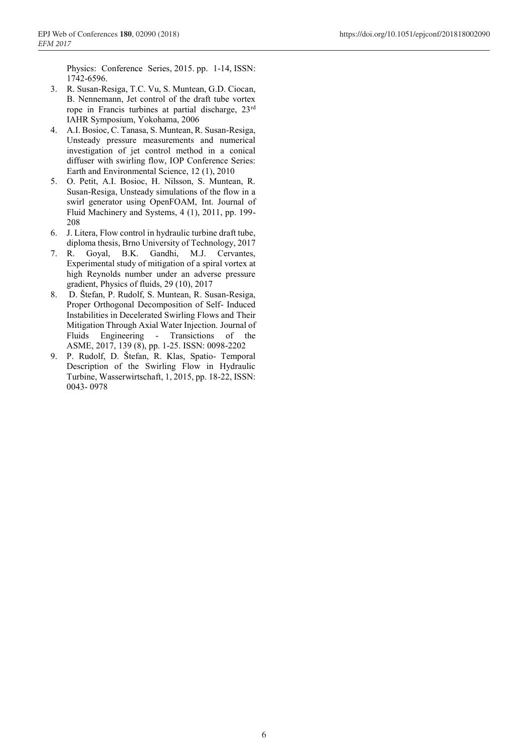Physics: Conference Series, 2015. pp. 1-14, ISSN: 1742-6596.

3. R. Susan-Resiga, T.C. Vu, S. Muntean, G.D. Ciocan, B. Nennemann, Jet control of the draft tube vortex rope in Francis turbines at partial discharge, 23rd IAHR Symposium, Yokohama, 2006
4. A.I. Bosioc, C. Tanasa, S. Muntean, R. Susan-Resiga, Unsteady pressure measurements and numerical investigation of jet control method in a conical diffuser with swirling flow, IOP Conference Series: Earth and Environmental Science, 12 (1), 2010
5. O. Petit, A.I. Bosioc, H. Nilsson, S. Muntean, R. Susan-Resiga, Unsteady simulations of the flow in a swirl generator using OpenFOAM, Int. Journal of Fluid Machinery and Systems, 4 (1), 2011, pp. 199-208
6. J. Litera, Flow control in hydraulic turbine draft tube, diploma thesis, Brno University of Technology, 2017
7. R. Goyal, B.K. Gandhi, M.J. Cervantes, Experimental study of mitigation of a spiral vortex at high Reynolds number under an adverse pressure gradient, Physics of fluids, 29 (10), 2017
8. D. Štefan, P. Rudolf, S. Muntean, R. Susan-Resiga, Proper Orthogonal Decomposition of Self- Induced Instabilities in Decelerated Swirling Flows and Their Mitigation Through Axial Water Injection. Journal of Fluids Engineering - Transictions of the ASME, 2017, 139 (8), pp. 1-25. ISSN: 0098-2202
9. P. Rudolf, D. Štefan, R. Klas, Spatio- Temporal Description of the Swirling Flow in Hydraulic Turbine, Wasserwirtschaft, 1, 2015, pp. 18-22, ISSN: 0043- 0978